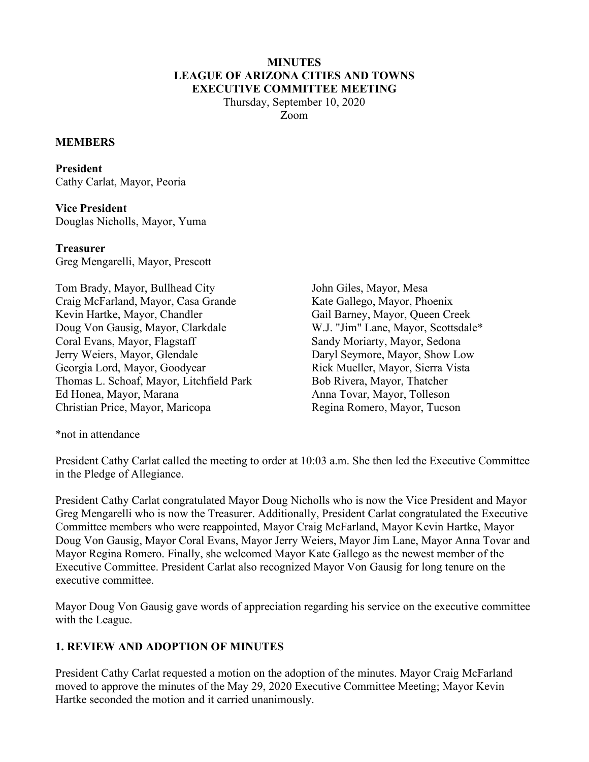**MINUTES**
**LEAGUE OF ARIZONA CITIES AND TOWNS**
**EXECUTIVE COMMITTEE MEETING**
Thursday, September 10, 2020
Zoom

**MEMBERS**

**President**
Cathy Carlat, Mayor, Peoria

**Vice President**
Douglas Nicholls, Mayor, Yuma

**Treasurer**
Greg Mengarelli, Mayor, Prescott

Tom Brady, Mayor, Bullhead City
Craig McFarland, Mayor, Casa Grande
Kevin Hartke, Mayor, Chandler
Doug Von Gausig, Mayor, Clarkdale
Coral Evans, Mayor, Flagstaff
Jerry Weiers, Mayor, Glendale
Georgia Lord, Mayor, Goodyear
Thomas L. Schoaf, Mayor, Litchfield Park
Ed Honea, Mayor, Marana
Christian Price, Mayor, Maricopa
John Giles, Mayor, Mesa
Kate Gallego, Mayor, Phoenix
Gail Barney, Mayor, Queen Creek
W.J. "Jim" Lane, Mayor, Scottsdale*
Sandy Moriarty, Mayor, Sedona
Daryl Seymore, Mayor, Show Low
Rick Mueller, Mayor, Sierra Vista
Bob Rivera, Mayor, Thatcher
Anna Tovar, Mayor, Tolleson
Regina Romero, Mayor, Tucson

*not in attendance

President Cathy Carlat called the meeting to order at 10:03 a.m. She then led the Executive Committee in the Pledge of Allegiance.

President Cathy Carlat congratulated Mayor Doug Nicholls who is now the Vice President and Mayor Greg Mengarelli who is now the Treasurer. Additionally, President Carlat congratulated the Executive Committee members who were reappointed, Mayor Craig McFarland, Mayor Kevin Hartke, Mayor Doug Von Gausig, Mayor Coral Evans, Mayor Jerry Weiers, Mayor Jim Lane, Mayor Anna Tovar and Mayor Regina Romero. Finally, she welcomed Mayor Kate Gallego as the newest member of the Executive Committee. President Carlat also recognized Mayor Von Gausig for long tenure on the executive committee.

Mayor Doug Von Gausig gave words of appreciation regarding his service on the executive committee with the League.

## 1. REVIEW AND ADOPTION OF MINUTES

President Cathy Carlat requested a motion on the adoption of the minutes. Mayor Craig McFarland moved to approve the minutes of the May 29, 2020 Executive Committee Meeting; Mayor Kevin Hartke seconded the motion and it carried unanimously.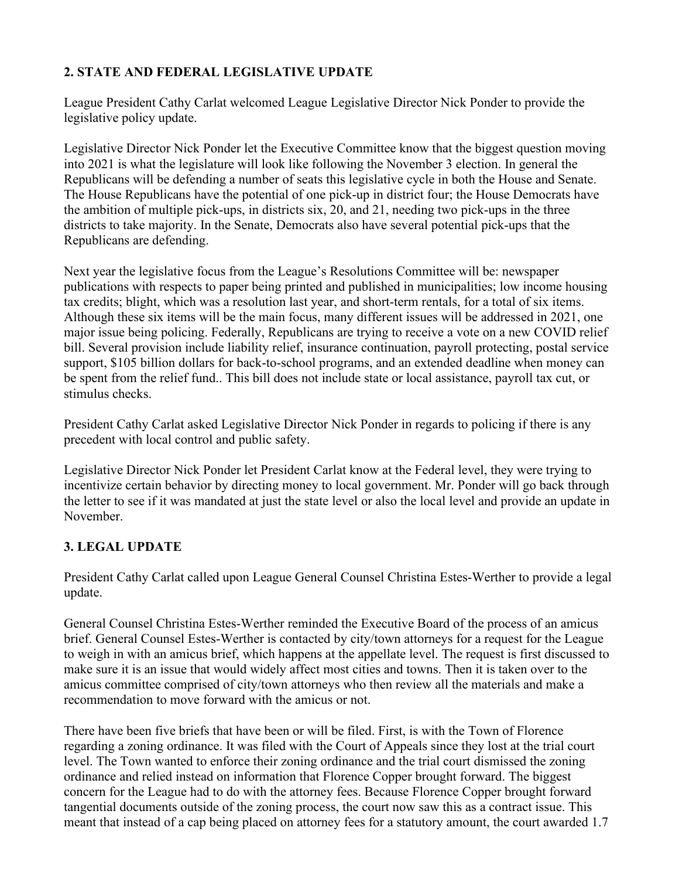## 2. STATE AND FEDERAL LEGISLATIVE UPDATE

League President Cathy Carlat welcomed League Legislative Director Nick Ponder to provide the legislative policy update.

Legislative Director Nick Ponder let the Executive Committee know that the biggest question moving into 2021 is what the legislature will look like following the November 3 election. In general the Republicans will be defending a number of seats this legislative cycle in both the House and Senate. The House Republicans have the potential of one pick-up in district four; the House Democrats have the ambition of multiple pick-ups, in districts six, 20, and 21, needing two pick-ups in the three districts to take majority. In the Senate, Democrats also have several potential pick-ups that the Republicans are defending.

Next year the legislative focus from the League's Resolutions Committee will be: newspaper publications with respects to paper being printed and published in municipalities; low income housing tax credits; blight, which was a resolution last year, and short-term rentals, for a total of six items. Although these six items will be the main focus, many different issues will be addressed in 2021, one major issue being policing. Federally, Republicans are trying to receive a vote on a new COVID relief bill. Several provision include liability relief, insurance continuation, payroll protecting, postal service support, $105 billion dollars for back-to-school programs, and an extended deadline when money can be spent from the relief fund.. This bill does not include state or local assistance, payroll tax cut, or stimulus checks.

President Cathy Carlat asked Legislative Director Nick Ponder in regards to policing if there is any precedent with local control and public safety.

Legislative Director Nick Ponder let President Carlat know at the Federal level, they were trying to incentivize certain behavior by directing money to local government. Mr. Ponder will go back through the letter to see if it was mandated at just the state level or also the local level and provide an update in November.

## 3. LEGAL UPDATE

President Cathy Carlat called upon League General Counsel Christina Estes-Werther to provide a legal update.

General Counsel Christina Estes-Werther reminded the Executive Board of the process of an amicus brief. General Counsel Estes-Werther is contacted by city/town attorneys for a request for the League to weigh in with an amicus brief, which happens at the appellate level. The request is first discussed to make sure it is an issue that would widely affect most cities and towns. Then it is taken over to the amicus committee comprised of city/town attorneys who then review all the materials and make a recommendation to move forward with the amicus or not.

There have been five briefs that have been or will be filed. First, is with the Town of Florence regarding a zoning ordinance. It was filed with the Court of Appeals since they lost at the trial court level. The Town wanted to enforce their zoning ordinance and the trial court dismissed the zoning ordinance and relied instead on information that Florence Copper brought forward. The biggest concern for the League had to do with the attorney fees. Because Florence Copper brought forward tangential documents outside of the zoning process, the court now saw this as a contract issue. This meant that instead of a cap being placed on attorney fees for a statutory amount, the court awarded 1.7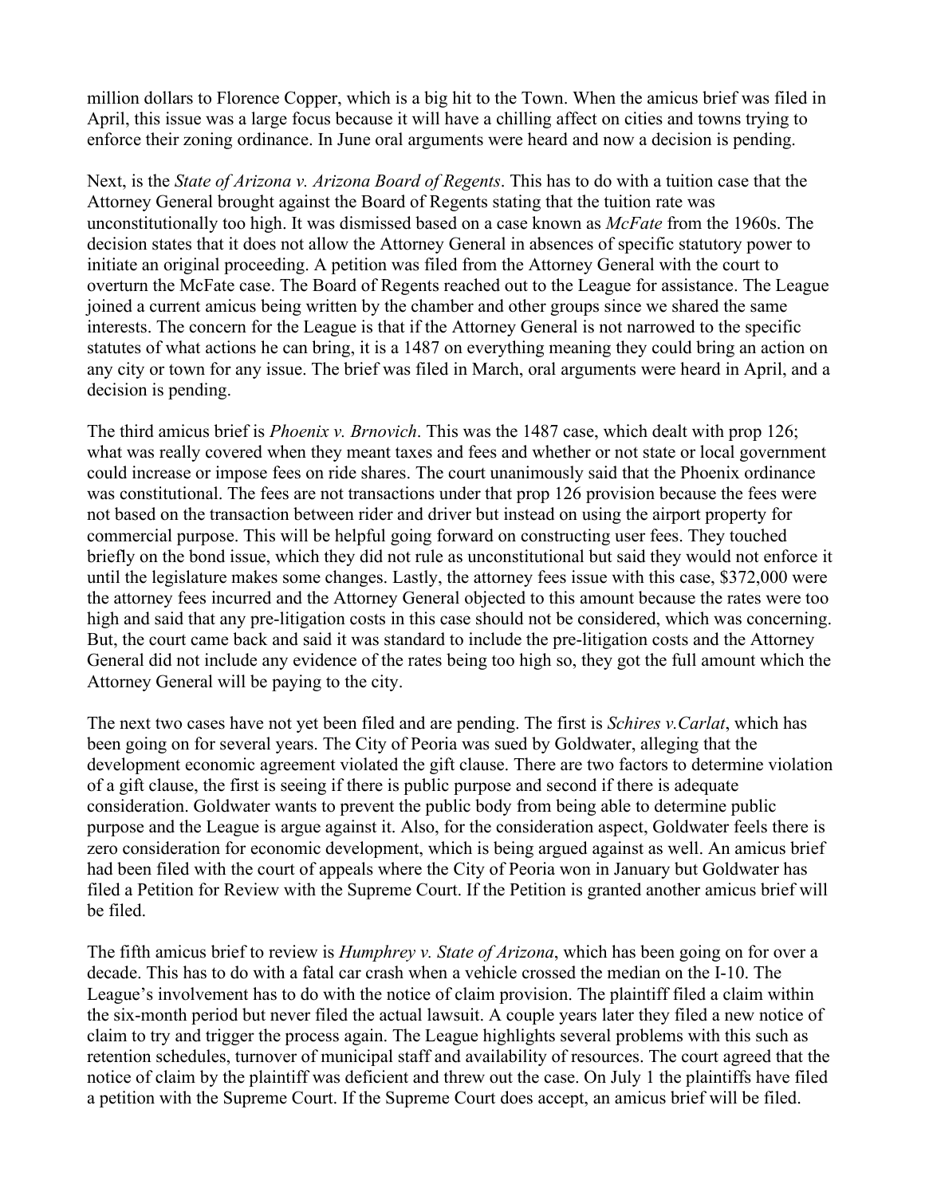million dollars to Florence Copper, which is a big hit to the Town. When the amicus brief was filed in April, this issue was a large focus because it will have a chilling affect on cities and towns trying to enforce their zoning ordinance. In June oral arguments were heard and now a decision is pending.

Next, is the *State of Arizona v. Arizona Board of Regents*. This has to do with a tuition case that the Attorney General brought against the Board of Regents stating that the tuition rate was unconstitutionally too high. It was dismissed based on a case known as *McFate* from the 1960s. The decision states that it does not allow the Attorney General in absences of specific statutory power to initiate an original proceeding. A petition was filed from the Attorney General with the court to overturn the McFate case. The Board of Regents reached out to the League for assistance. The League joined a current amicus being written by the chamber and other groups since we shared the same interests. The concern for the League is that if the Attorney General is not narrowed to the specific statutes of what actions he can bring, it is a 1487 on everything meaning they could bring an action on any city or town for any issue. The brief was filed in March, oral arguments were heard in April, and a decision is pending.

The third amicus brief is *Phoenix v. Brnovich*. This was the 1487 case, which dealt with prop 126; what was really covered when they meant taxes and fees and whether or not state or local government could increase or impose fees on ride shares. The court unanimously said that the Phoenix ordinance was constitutional. The fees are not transactions under that prop 126 provision because the fees were not based on the transaction between rider and driver but instead on using the airport property for commercial purpose. This will be helpful going forward on constructing user fees. They touched briefly on the bond issue, which they did not rule as unconstitutional but said they would not enforce it until the legislature makes some changes. Lastly, the attorney fees issue with this case, $372,000 were the attorney fees incurred and the Attorney General objected to this amount because the rates were too high and said that any pre-litigation costs in this case should not be considered, which was concerning. But, the court came back and said it was standard to include the pre-litigation costs and the Attorney General did not include any evidence of the rates being too high so, they got the full amount which the Attorney General will be paying to the city.

The next two cases have not yet been filed and are pending. The first is *Schires v.Carlat*, which has been going on for several years. The City of Peoria was sued by Goldwater, alleging that the development economic agreement violated the gift clause. There are two factors to determine violation of a gift clause, the first is seeing if there is public purpose and second if there is adequate consideration. Goldwater wants to prevent the public body from being able to determine public purpose and the League is argue against it. Also, for the consideration aspect, Goldwater feels there is zero consideration for economic development, which is being argued against as well. An amicus brief had been filed with the court of appeals where the City of Peoria won in January but Goldwater has filed a Petition for Review with the Supreme Court. If the Petition is granted another amicus brief will be filed.

The fifth amicus brief to review is *Humphrey v. State of Arizona*, which has been going on for over a decade. This has to do with a fatal car crash when a vehicle crossed the median on the I-10. The League's involvement has to do with the notice of claim provision. The plaintiff filed a claim within the six-month period but never filed the actual lawsuit. A couple years later they filed a new notice of claim to try and trigger the process again. The League highlights several problems with this such as retention schedules, turnover of municipal staff and availability of resources. The court agreed that the notice of claim by the plaintiff was deficient and threw out the case. On July 1 the plaintiffs have filed a petition with the Supreme Court. If the Supreme Court does accept, an amicus brief will be filed.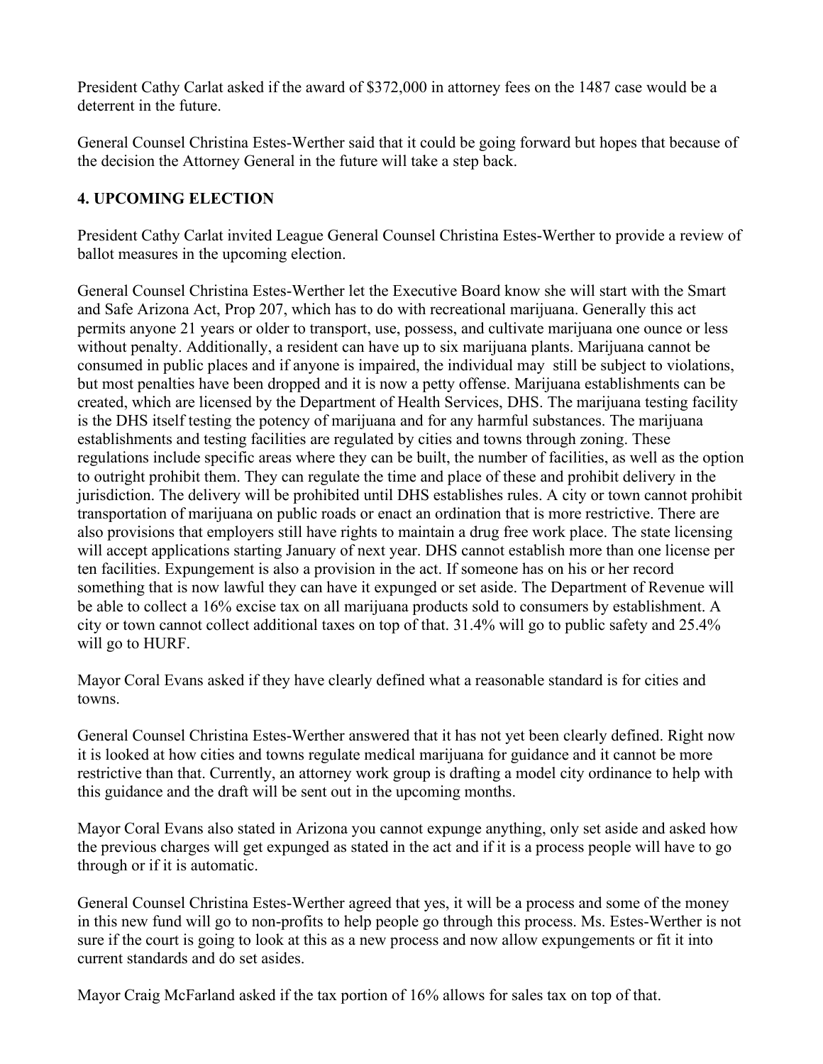President Cathy Carlat asked if the award of $372,000 in attorney fees on the 1487 case would be a deterrent in the future.

General Counsel Christina Estes-Werther said that it could be going forward but hopes that because of the decision the Attorney General in the future will take a step back.

### 4. UPCOMING ELECTION

President Cathy Carlat invited League General Counsel Christina Estes-Werther to provide a review of ballot measures in the upcoming election.

General Counsel Christina Estes-Werther let the Executive Board know she will start with the Smart and Safe Arizona Act, Prop 207, which has to do with recreational marijuana. Generally this act permits anyone 21 years or older to transport, use, possess, and cultivate marijuana one ounce or less without penalty. Additionally, a resident can have up to six marijuana plants. Marijuana cannot be consumed in public places and if anyone is impaired, the individual may still be subject to violations, but most penalties have been dropped and it is now a petty offense. Marijuana establishments can be created, which are licensed by the Department of Health Services, DHS. The marijuana testing facility is the DHS itself testing the potency of marijuana and for any harmful substances. The marijuana establishments and testing facilities are regulated by cities and towns through zoning. These regulations include specific areas where they can be built, the number of facilities, as well as the option to outright prohibit them. They can regulate the time and place of these and prohibit delivery in the jurisdiction. The delivery will be prohibited until DHS establishes rules. A city or town cannot prohibit transportation of marijuana on public roads or enact an ordination that is more restrictive. There are also provisions that employers still have rights to maintain a drug free work place. The state licensing will accept applications starting January of next year. DHS cannot establish more than one license per ten facilities. Expungement is also a provision in the act. If someone has on his or her record something that is now lawful they can have it expunged or set aside. The Department of Revenue will be able to collect a 16% excise tax on all marijuana products sold to consumers by establishment. A city or town cannot collect additional taxes on top of that. 31.4% will go to public safety and 25.4% will go to HURF.

Mayor Coral Evans asked if they have clearly defined what a reasonable standard is for cities and towns.

General Counsel Christina Estes-Werther answered that it has not yet been clearly defined. Right now it is looked at how cities and towns regulate medical marijuana for guidance and it cannot be more restrictive than that. Currently, an attorney work group is drafting a model city ordinance to help with this guidance and the draft will be sent out in the upcoming months.

Mayor Coral Evans also stated in Arizona you cannot expunge anything, only set aside and asked how the previous charges will get expunged as stated in the act and if it is a process people will have to go through or if it is automatic.

General Counsel Christina Estes-Werther agreed that yes, it will be a process and some of the money in this new fund will go to non-profits to help people go through this process. Ms. Estes-Werther is not sure if the court is going to look at this as a new process and now allow expungements or fit it into current standards and do set asides.

Mayor Craig McFarland asked if the tax portion of 16% allows for sales tax on top of that.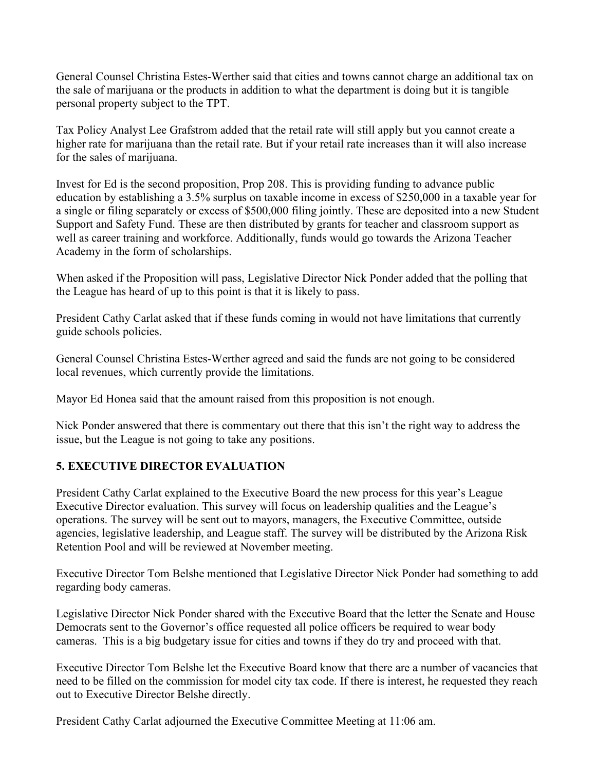General Counsel Christina Estes-Werther said that cities and towns cannot charge an additional tax on the sale of marijuana or the products in addition to what the department is doing but it is tangible personal property subject to the TPT.

Tax Policy Analyst Lee Grafstrom added that the retail rate will still apply but you cannot create a higher rate for marijuana than the retail rate. But if your retail rate increases than it will also increase for the sales of marijuana.

Invest for Ed is the second proposition, Prop 208. This is providing funding to advance public education by establishing a 3.5% surplus on taxable income in excess of $250,000 in a taxable year for a single or filing separately or excess of $500,000 filing jointly. These are deposited into a new Student Support and Safety Fund. These are then distributed by grants for teacher and classroom support as well as career training and workforce. Additionally, funds would go towards the Arizona Teacher Academy in the form of scholarships.

When asked if the Proposition will pass, Legislative Director Nick Ponder added that the polling that the League has heard of up to this point is that it is likely to pass.

President Cathy Carlat asked that if these funds coming in would not have limitations that currently guide schools policies.

General Counsel Christina Estes-Werther agreed and said the funds are not going to be considered local revenues, which currently provide the limitations.

Mayor Ed Honea said that the amount raised from this proposition is not enough.

Nick Ponder answered that there is commentary out there that this isn't the right way to address the issue, but the League is not going to take any positions.

**5. EXECUTIVE DIRECTOR EVALUATION**

President Cathy Carlat explained to the Executive Board the new process for this year's League Executive Director evaluation. This survey will focus on leadership qualities and the League's operations. The survey will be sent out to mayors, managers, the Executive Committee, outside agencies, legislative leadership, and League staff. The survey will be distributed by the Arizona Risk Retention Pool and will be reviewed at November meeting.

Executive Director Tom Belshe mentioned that Legislative Director Nick Ponder had something to add regarding body cameras.

Legislative Director Nick Ponder shared with the Executive Board that the letter the Senate and House Democrats sent to the Governor's office requested all police officers be required to wear body cameras. This is a big budgetary issue for cities and towns if they do try and proceed with that.

Executive Director Tom Belshe let the Executive Board know that there are a number of vacancies that need to be filled on the commission for model city tax code. If there is interest, he requested they reach out to Executive Director Belshe directly.

President Cathy Carlat adjourned the Executive Committee Meeting at 11:06 am.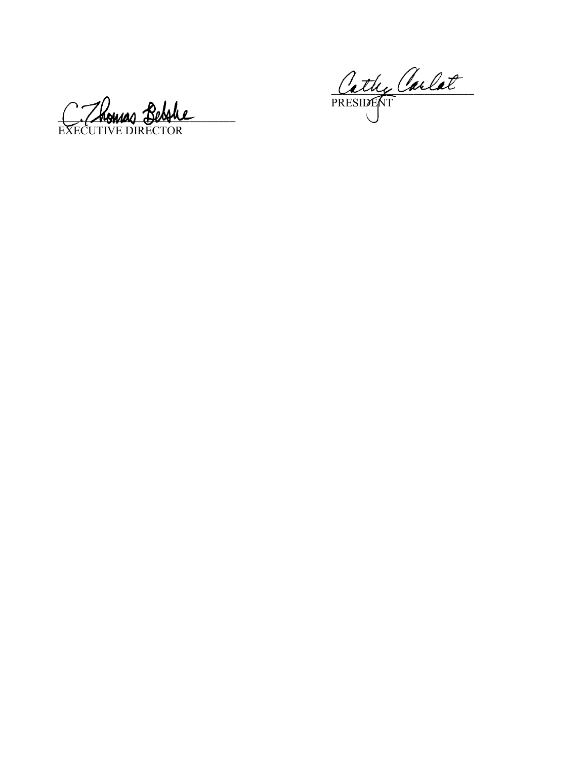Cathy Carlat
PRESIDENT

C. Thomas Belshe
EXECUTIVE DIRECTOR